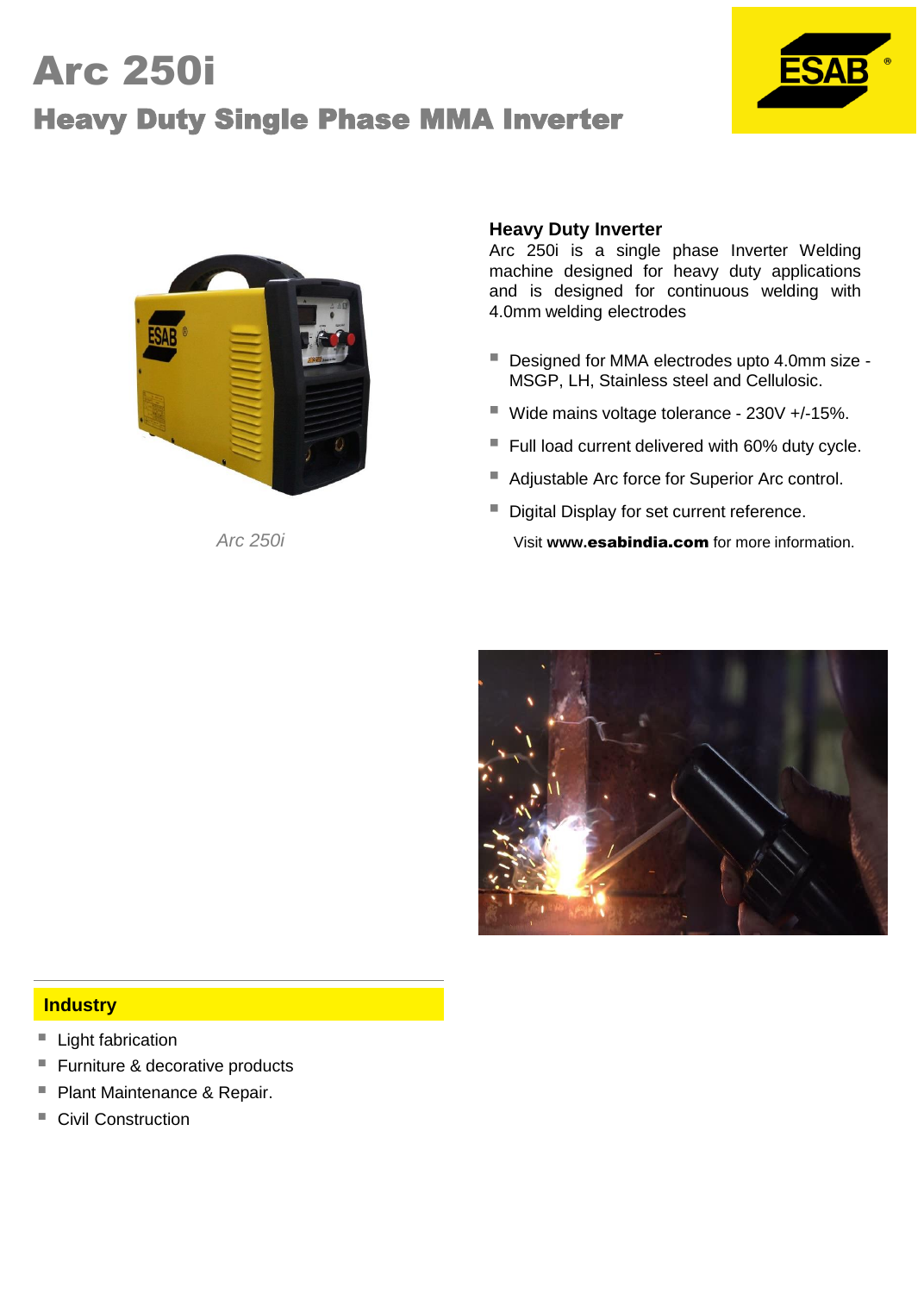# Arc 250i

## Heavy Duty Single Phase MMA Inverter

Arc 250i

### Heavy Duty Inverter

Arc 250i is a single phase Inverter Welding machine designed for heavy duty applications and is designed for continuous welding with 4.0mm welding electrodes

- Designed for MMA electrodes upto 4.0mm size - MSGP, LH, Stainless steel and Cellulosic.
- Wide mains voltage tolerance - 230V +/-15%.
- Full load current delivered with 60% duty cycle.
- Adjustable Arc force for Superior Arc control.
- Digital Display for set current reference.

Visit **www.esabindia.com** for more information.

### Industry

- Light fabrication
- Furniture & decorative products
- Plant Maintenance & Repair.
- Civil Construction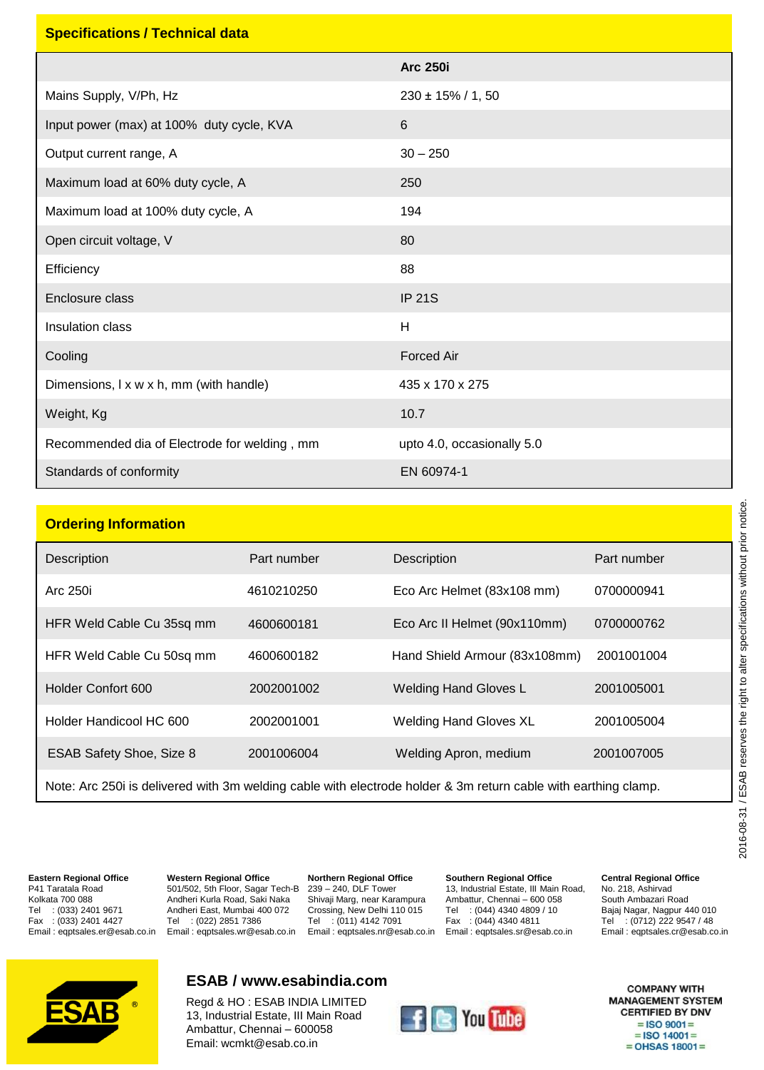## Specifications / Technical data

| | Arc 250i |
|---|---|
| Mains Supply, V/Ph, Hz | 230 ± 15% / 1, 50 |
| Input power (max) at 100% duty cycle, KVA | 6 |
| Output current range, A | 30 – 250 |
| Maximum load at 60% duty cycle, A | 250 |
| Maximum load at 100% duty cycle, A | 194 |
| Open circuit voltage, V | 80 |
| Efficiency | 88 |
| Enclosure class | IP 21S |
| Insulation class | H |
| Cooling | Forced Air |
| Dimensions, l x w x h, mm (with handle) | 435 x 170 x 275 |
| Weight, Kg | 10.7 |
| Recommended dia of Electrode for welding , mm | upto 4.0, occasionally 5.0 |
| Standards of conformity | EN 60974-1 |

## Ordering Information

| Description | Part number | Description | Part number |
|---|---|---|---|
| Arc 250i | 4610210250 | Eco Arc Helmet (83x108 mm) | 0700000941 |
| HFR Weld Cable Cu 35sq mm | 4600600181 | Eco Arc II Helmet (90x110mm) | 0700000762 |
| HFR Weld Cable Cu 50sq mm | 4600600182 | Hand Shield Armour (83x108mm) | 2001001004 |
| Holder Confort 600 | 2002001002 | Welding Hand Gloves L | 2001005001 |
| Holder Handicool HC 600 | 2002001001 | Welding Hand Gloves XL | 2001005004 |
| ESAB Safety Shoe, Size 8 | 2001006004 | Welding Apron, medium | 2001007005 |

Note: Arc 250i is delivered with 3m welding cable with electrode holder & 3m return cable with earthing clamp.

2016-08-31 / ESAB reserves the right to alter specifications without prior notice.

**Eastern Regional Office**
P41 Taratala Road
Kolkata 700 088
Tel : (033) 2401 9671
Fax : (033) 2401 4427
Email : eqptsales.er@esab.co.in

**Western Regional Office**
501/502, 5th Floor, Sagar Tech-B
Andheri Kurla Road, Saki Naka
Andheri East, Mumbai 400 072
Tel : (022) 2851 7386
Email : eqptsales.wr@esab.co.in

**Northern Regional Office**
239 – 240, DLF Tower
Shivaji Marg, near Karampura
Crossing, New Delhi 110 015
Tel : (011) 4142 7091
Email : eqptsales.nr@esab.co.in

**Southern Regional Office**
13, Industrial Estate, III Main Road,
Ambattur, Chennai – 600 058
Tel : (044) 4340 4809 / 10
Fax : (044) 4340 4811
Email : eqptsales.sr@esab.co.in

**Central Regional Office**
No. 218, Ashirvad
South Ambazari Road
Bajaj Nagar, Nagpur 440 010
Tel : (0712) 222 9547 / 48
Email : eqptsales.cr@esab.co.in

ESAB®

**ESAB / www.esabindia.com**

Regd & HO : ESAB INDIA LIMITED
13, Industrial Estate, III Main Road
Ambattur, Chennai – 600058
Email: wcmkt@esab.co.in

COMPANY WITH MANAGEMENT SYSTEM CERTIFIED BY DNV
= ISO 9001 =
= ISO 14001 =
= OHSAS 18001 =